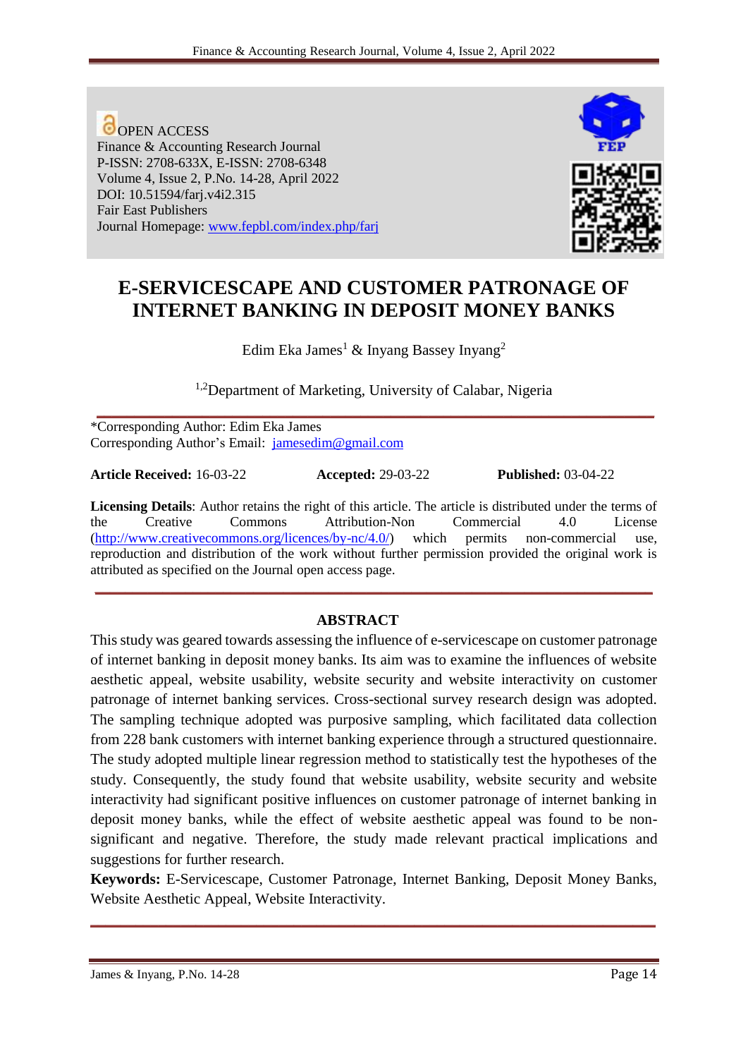OPEN ACCESS
Finance & Accounting Research Journal
P-ISSN: 2708-633X, E-ISSN: 2708-6348
Volume 4, Issue 2, P.No. 14-28, April 2022
DOI: 10.51594/farj.v4i2.315
Fair East Publishers
Journal Homepage: [www.fepbl.com/index.php/farj](www.fepbl.com/index.php/farj)

# E-SERVICESCAPE AND CUSTOMER PATRONAGE OF INTERNET BANKING IN DEPOSIT MONEY BANKS

Edim Eka James[1] & Inyang Bassey Inyang[2]

[1,2]Department of Marketing, University of Calabar, Nigeria

---

*Corresponding Author: Edim Eka James
Corresponding Author's Email: [jamesedim@gmail.com](mailto:jamesedim@gmail.com)

**Article Received:** 16-03-22 **Accepted:** 29-03-22 **Published:** 03-04-22

**Licensing Details**: Author retains the right of this article. The article is distributed under the terms of the Creative Commons Attribution-Non Commercial 4.0 License ([http://www.creativecommons.org/licences/by-nc/4.0/](http://www.creativecommons.org/licences/by-nc/4.0/)) which permits non-commercial use, reproduction and distribution of the work without further permission provided the original work is attributed as specified on the Journal open access page.

---

## ABSTRACT

This study was geared towards assessing the influence of e-servicescape on customer patronage of internet banking in deposit money banks. Its aim was to examine the influences of website aesthetic appeal, website usability, website security and website interactivity on customer patronage of internet banking services. Cross-sectional survey research design was adopted. The sampling technique adopted was purposive sampling, which facilitated data collection from 228 bank customers with internet banking experience through a structured questionnaire. The study adopted multiple linear regression method to statistically test the hypotheses of the study. Consequently, the study found that website usability, website security and website interactivity had significant positive influences on customer patronage of internet banking in deposit money banks, while the effect of website aesthetic appeal was found to be non-significant and negative. Therefore, the study made relevant practical implications and suggestions for further research.

**Keywords:** E-Servicescape, Customer Patronage, Internet Banking, Deposit Money Banks, Website Aesthetic Appeal, Website Interactivity.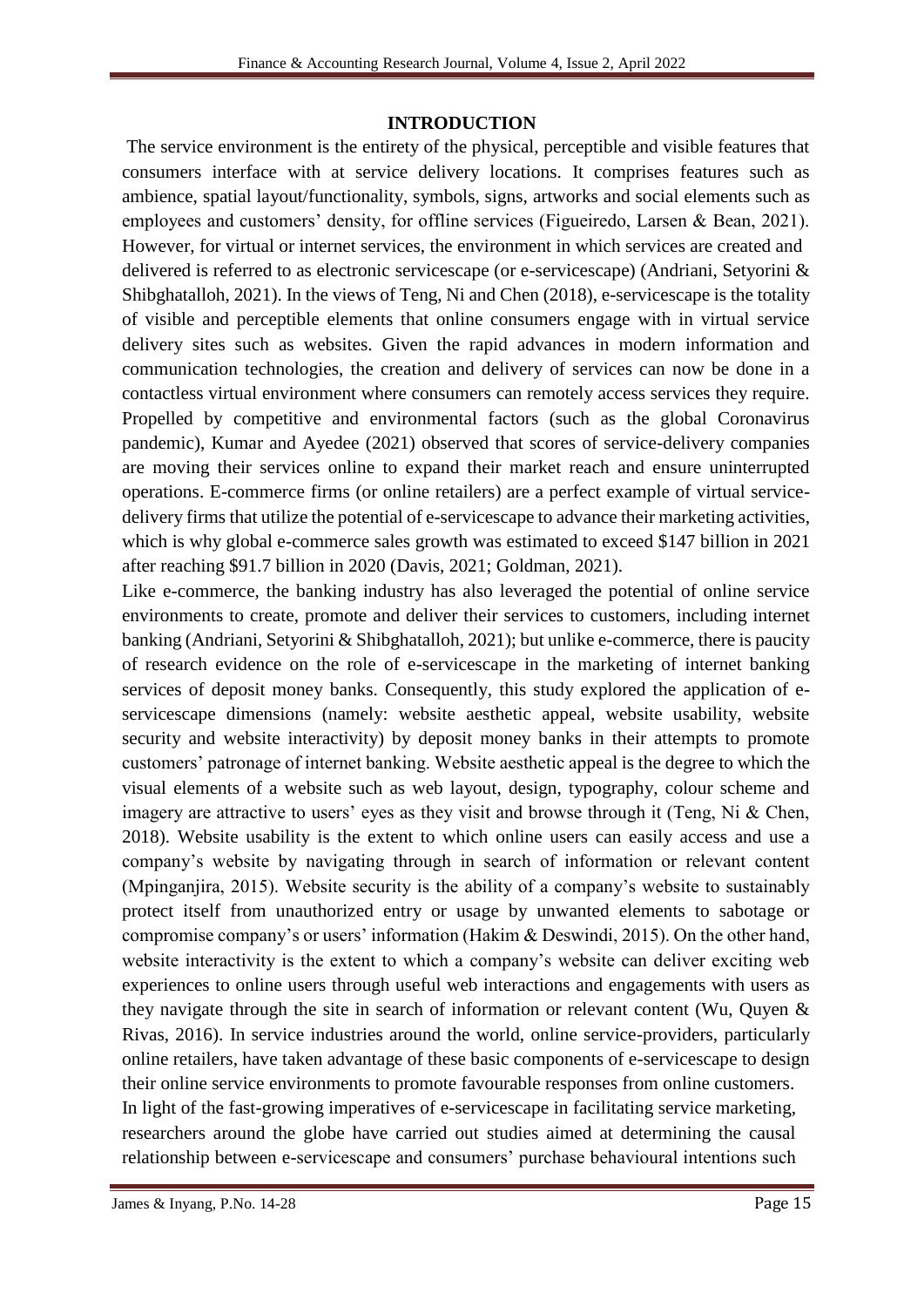## INTRODUCTION

The service environment is the entirety of the physical, perceptible and visible features that consumers interface with at service delivery locations. It comprises features such as ambience, spatial layout/functionality, symbols, signs, artworks and social elements such as employees and customers' density, for offline services (Figueiredo, Larsen & Bean, 2021). However, for virtual or internet services, the environment in which services are created and delivered is referred to as electronic servicescape (or e-servicescape) (Andriani, Setyorini & Shibghatalloh, 2021). In the views of Teng, Ni and Chen (2018), e-servicescape is the totality of visible and perceptible elements that online consumers engage with in virtual service delivery sites such as websites. Given the rapid advances in modern information and communication technologies, the creation and delivery of services can now be done in a contactless virtual environment where consumers can remotely access services they require. Propelled by competitive and environmental factors (such as the global Coronavirus pandemic), Kumar and Ayedee (2021) observed that scores of service-delivery companies are moving their services online to expand their market reach and ensure uninterrupted operations. E-commerce firms (or online retailers) are a perfect example of virtual service-delivery firms that utilize the potential of e-servicescape to advance their marketing activities, which is why global e-commerce sales growth was estimated to exceed $147 billion in 2021 after reaching $91.7 billion in 2020 (Davis, 2021; Goldman, 2021).

Like e-commerce, the banking industry has also leveraged the potential of online service environments to create, promote and deliver their services to customers, including internet banking (Andriani, Setyorini & Shibghatalloh, 2021); but unlike e-commerce, there is paucity of research evidence on the role of e-servicescape in the marketing of internet banking services of deposit money banks. Consequently, this study explored the application of e-servicescape dimensions (namely: website aesthetic appeal, website usability, website security and website interactivity) by deposit money banks in their attempts to promote customers' patronage of internet banking. Website aesthetic appeal is the degree to which the visual elements of a website such as web layout, design, typography, colour scheme and imagery are attractive to users' eyes as they visit and browse through it (Teng, Ni & Chen, 2018). Website usability is the extent to which online users can easily access and use a company's website by navigating through in search of information or relevant content (Mpinganjira, 2015). Website security is the ability of a company's website to sustainably protect itself from unauthorized entry or usage by unwanted elements to sabotage or compromise company's or users' information (Hakim & Deswindi, 2015). On the other hand, website interactivity is the extent to which a company's website can deliver exciting web experiences to online users through useful web interactions and engagements with users as they navigate through the site in search of information or relevant content (Wu, Quyen & Rivas, 2016). In service industries around the world, online service-providers, particularly online retailers, have taken advantage of these basic components of e-servicescape to design their online service environments to promote favourable responses from online customers.

In light of the fast-growing imperatives of e-servicescape in facilitating service marketing, researchers around the globe have carried out studies aimed at determining the causal relationship between e-servicescape and consumers' purchase behavioural intentions such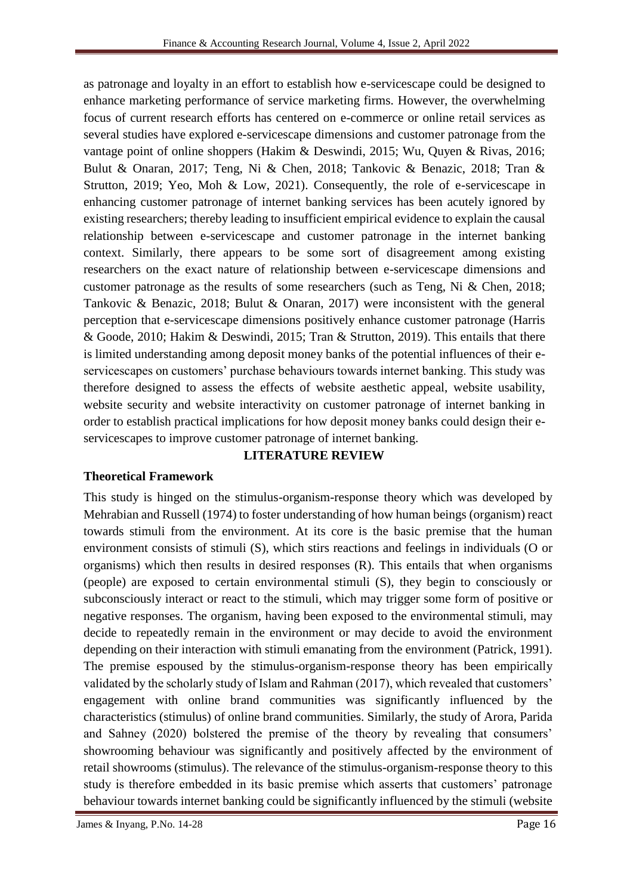as patronage and loyalty in an effort to establish how e-servicescape could be designed to enhance marketing performance of service marketing firms. However, the overwhelming focus of current research efforts has centered on e-commerce or online retail services as several studies have explored e-servicescape dimensions and customer patronage from the vantage point of online shoppers (Hakim & Deswindi, 2015; Wu, Quyen & Rivas, 2016; Bulut & Onaran, 2017; Teng, Ni & Chen, 2018; Tankovic & Benazic, 2018; Tran & Strutton, 2019; Yeo, Moh & Low, 2021). Consequently, the role of e-servicescape in enhancing customer patronage of internet banking services has been acutely ignored by existing researchers; thereby leading to insufficient empirical evidence to explain the causal relationship between e-servicescape and customer patronage in the internet banking context. Similarly, there appears to be some sort of disagreement among existing researchers on the exact nature of relationship between e-servicescape dimensions and customer patronage as the results of some researchers (such as Teng, Ni & Chen, 2018; Tankovic & Benazic, 2018; Bulut & Onaran, 2017) were inconsistent with the general perception that e-servicescape dimensions positively enhance customer patronage (Harris & Goode, 2010; Hakim & Deswindi, 2015; Tran & Strutton, 2019). This entails that there is limited understanding among deposit money banks of the potential influences of their e-servicescapes on customers' purchase behaviours towards internet banking. This study was therefore designed to assess the effects of website aesthetic appeal, website usability, website security and website interactivity on customer patronage of internet banking in order to establish practical implications for how deposit money banks could design their e-servicescapes to improve customer patronage of internet banking.

## LITERATURE REVIEW

### Theoretical Framework

This study is hinged on the stimulus-organism-response theory which was developed by Mehrabian and Russell (1974) to foster understanding of how human beings (organism) react towards stimuli from the environment. At its core is the basic premise that the human environment consists of stimuli (S), which stirs reactions and feelings in individuals (O or organisms) which then results in desired responses (R). This entails that when organisms (people) are exposed to certain environmental stimuli (S), they begin to consciously or subconsciously interact or react to the stimuli, which may trigger some form of positive or negative responses. The organism, having been exposed to the environmental stimuli, may decide to repeatedly remain in the environment or may decide to avoid the environment depending on their interaction with stimuli emanating from the environment (Patrick, 1991). The premise espoused by the stimulus-organism-response theory has been empirically validated by the scholarly study of Islam and Rahman (2017), which revealed that customers' engagement with online brand communities was significantly influenced by the characteristics (stimulus) of online brand communities. Similarly, the study of Arora, Parida and Sahney (2020) bolstered the premise of the theory by revealing that consumers' showrooming behaviour was significantly and positively affected by the environment of retail showrooms (stimulus). The relevance of the stimulus-organism-response theory to this study is therefore embedded in its basic premise which asserts that customers' patronage behaviour towards internet banking could be significantly influenced by the stimuli (website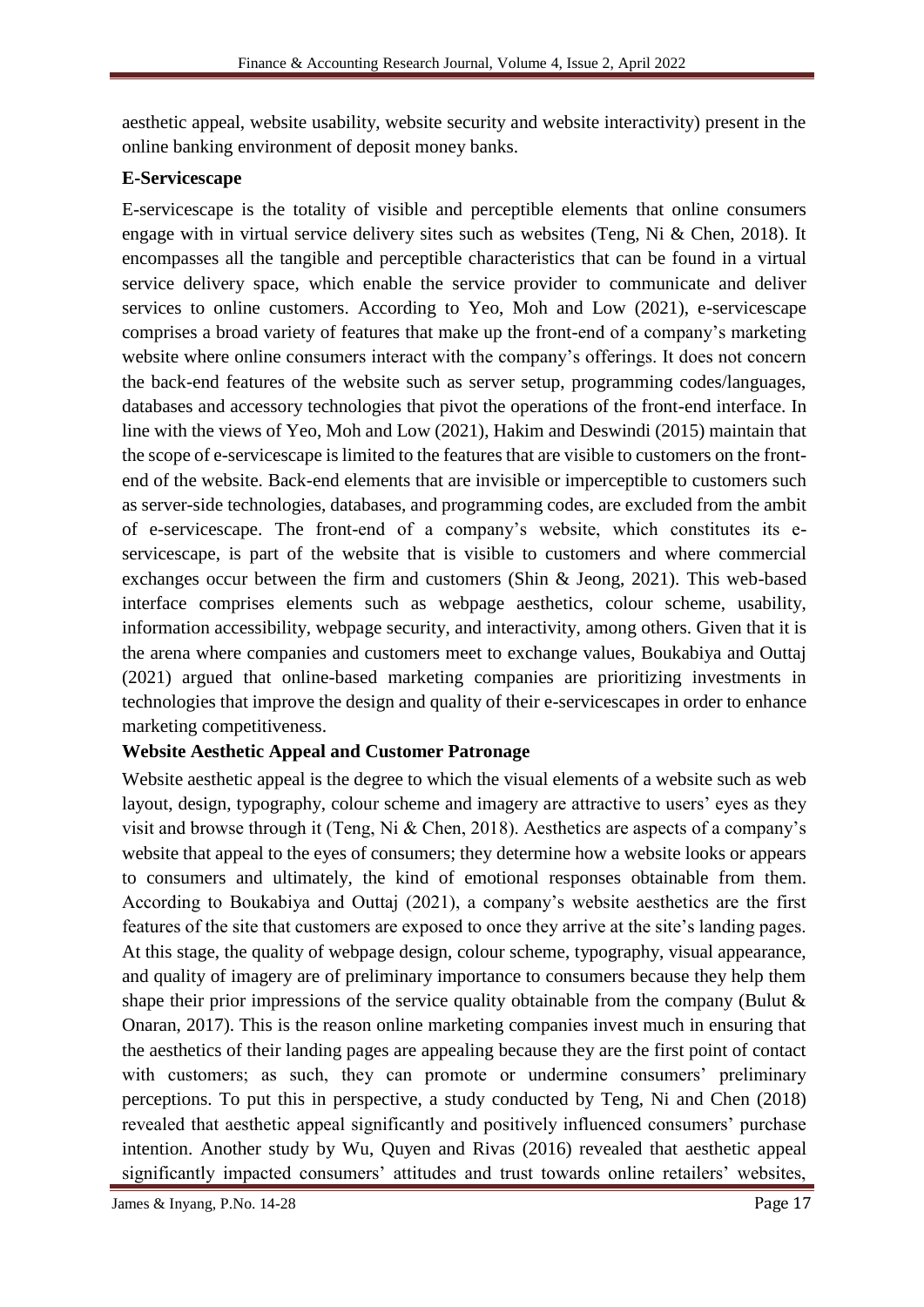aesthetic appeal, website usability, website security and website interactivity) present in the online banking environment of deposit money banks.

### E-Servicescape

E-servicescape is the totality of visible and perceptible elements that online consumers engage with in virtual service delivery sites such as websites (Teng, Ni & Chen, 2018). It encompasses all the tangible and perceptible characteristics that can be found in a virtual service delivery space, which enable the service provider to communicate and deliver services to online customers. According to Yeo, Moh and Low (2021), e-servicescape comprises a broad variety of features that make up the front-end of a company's marketing website where online consumers interact with the company's offerings. It does not concern the back-end features of the website such as server setup, programming codes/languages, databases and accessory technologies that pivot the operations of the front-end interface. In line with the views of Yeo, Moh and Low (2021), Hakim and Deswindi (2015) maintain that the scope of e-servicescape is limited to the features that are visible to customers on the front-end of the website. Back-end elements that are invisible or imperceptible to customers such as server-side technologies, databases, and programming codes, are excluded from the ambit of e-servicescape. The front-end of a company's website, which constitutes its e-servicescape, is part of the website that is visible to customers and where commercial exchanges occur between the firm and customers (Shin & Jeong, 2021). This web-based interface comprises elements such as webpage aesthetics, colour scheme, usability, information accessibility, webpage security, and interactivity, among others. Given that it is the arena where companies and customers meet to exchange values, Boukabiya and Outtaj (2021) argued that online-based marketing companies are prioritizing investments in technologies that improve the design and quality of their e-servicescapes in order to enhance marketing competitiveness.

### Website Aesthetic Appeal and Customer Patronage

Website aesthetic appeal is the degree to which the visual elements of a website such as web layout, design, typography, colour scheme and imagery are attractive to users' eyes as they visit and browse through it (Teng, Ni & Chen, 2018). Aesthetics are aspects of a company's website that appeal to the eyes of consumers; they determine how a website looks or appears to consumers and ultimately, the kind of emotional responses obtainable from them. According to Boukabiya and Outtaj (2021), a company's website aesthetics are the first features of the site that customers are exposed to once they arrive at the site's landing pages. At this stage, the quality of webpage design, colour scheme, typography, visual appearance, and quality of imagery are of preliminary importance to consumers because they help them shape their prior impressions of the service quality obtainable from the company (Bulut & Onaran, 2017). This is the reason online marketing companies invest much in ensuring that the aesthetics of their landing pages are appealing because they are the first point of contact with customers; as such, they can promote or undermine consumers' preliminary perceptions. To put this in perspective, a study conducted by Teng, Ni and Chen (2018) revealed that aesthetic appeal significantly and positively influenced consumers' purchase intention. Another study by Wu, Quyen and Rivas (2016) revealed that aesthetic appeal significantly impacted consumers' attitudes and trust towards online retailers' websites,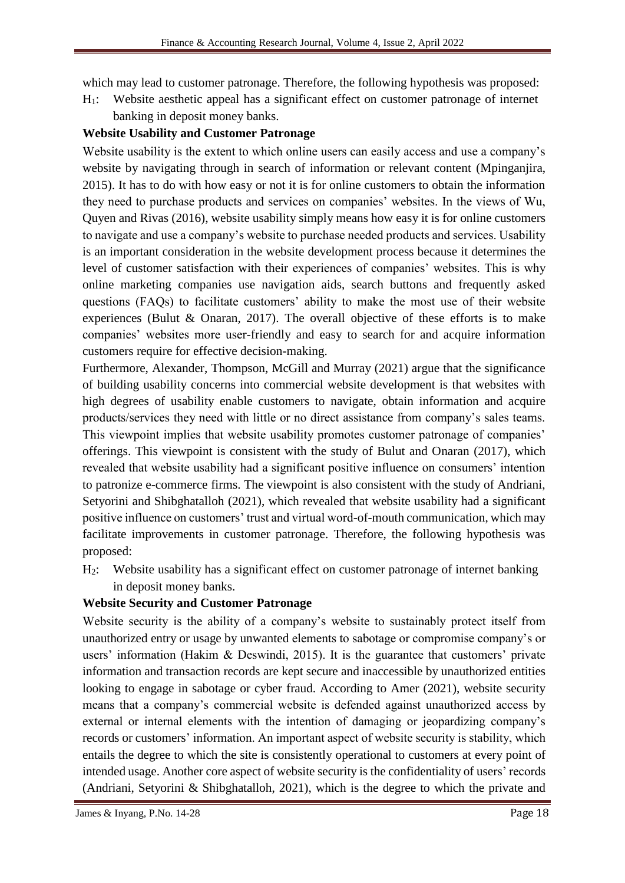which may lead to customer patronage. Therefore, the following hypothesis was proposed:

$H_1$: Website aesthetic appeal has a significant effect on customer patronage of internet banking in deposit money banks.

**Website Usability and Customer Patronage**

Website usability is the extent to which online users can easily access and use a company's website by navigating through in search of information or relevant content (Mpinganjira, 2015). It has to do with how easy or not it is for online customers to obtain the information they need to purchase products and services on companies' websites. In the views of Wu, Quyen and Rivas (2016), website usability simply means how easy it is for online customers to navigate and use a company's website to purchase needed products and services. Usability is an important consideration in the website development process because it determines the level of customer satisfaction with their experiences of companies' websites. This is why online marketing companies use navigation aids, search buttons and frequently asked questions (FAQs) to facilitate customers' ability to make the most use of their website experiences (Bulut & Onaran, 2017). The overall objective of these efforts is to make companies' websites more user-friendly and easy to search for and acquire information customers require for effective decision-making.

Furthermore, Alexander, Thompson, McGill and Murray (2021) argue that the significance of building usability concerns into commercial website development is that websites with high degrees of usability enable customers to navigate, obtain information and acquire products/services they need with little or no direct assistance from company's sales teams. This viewpoint implies that website usability promotes customer patronage of companies' offerings. This viewpoint is consistent with the study of Bulut and Onaran (2017), which revealed that website usability had a significant positive influence on consumers' intention to patronize e-commerce firms. The viewpoint is also consistent with the study of Andriani, Setyorini and Shibghatalloh (2021), which revealed that website usability had a significant positive influence on customers' trust and virtual word-of-mouth communication, which may facilitate improvements in customer patronage. Therefore, the following hypothesis was proposed:

$H_2$: Website usability has a significant effect on customer patronage of internet banking in deposit money banks.

**Website Security and Customer Patronage**

Website security is the ability of a company's website to sustainably protect itself from unauthorized entry or usage by unwanted elements to sabotage or compromise company's or users' information (Hakim & Deswindi, 2015). It is the guarantee that customers' private information and transaction records are kept secure and inaccessible by unauthorized entities looking to engage in sabotage or cyber fraud. According to Amer (2021), website security means that a company's commercial website is defended against unauthorized access by external or internal elements with the intention of damaging or jeopardizing company's records or customers' information. An important aspect of website security is stability, which entails the degree to which the site is consistently operational to customers at every point of intended usage. Another core aspect of website security is the confidentiality of users' records (Andriani, Setyorini & Shibghatalloh, 2021), which is the degree to which the private and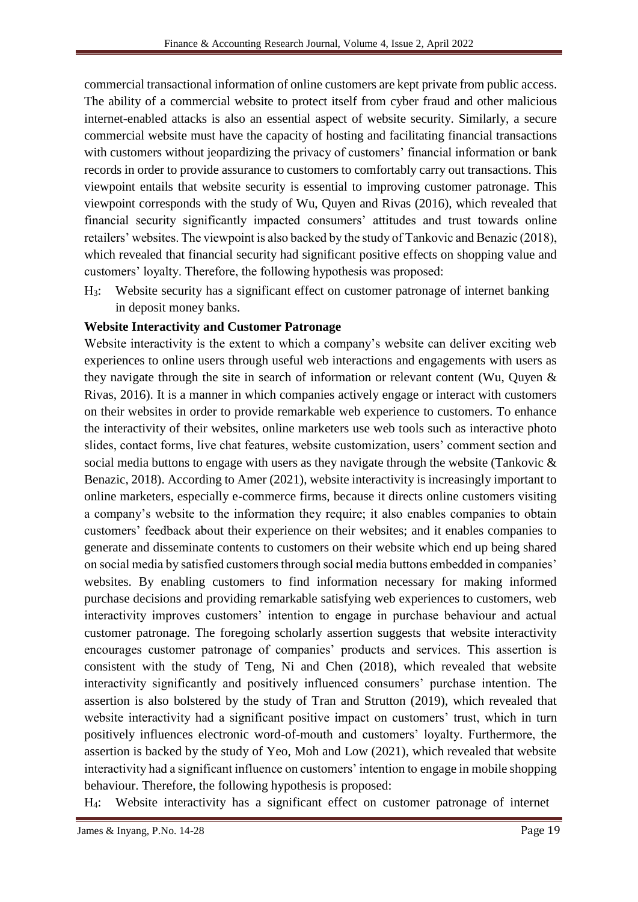commercial transactional information of online customers are kept private from public access. The ability of a commercial website to protect itself from cyber fraud and other malicious internet-enabled attacks is also an essential aspect of website security. Similarly, a secure commercial website must have the capacity of hosting and facilitating financial transactions with customers without jeopardizing the privacy of customers' financial information or bank records in order to provide assurance to customers to comfortably carry out transactions. This viewpoint entails that website security is essential to improving customer patronage. This viewpoint corresponds with the study of Wu, Quyen and Rivas (2016), which revealed that financial security significantly impacted consumers' attitudes and trust towards online retailers' websites. The viewpoint is also backed by the study of Tankovic and Benazic (2018), which revealed that financial security had significant positive effects on shopping value and customers' loyalty. Therefore, the following hypothesis was proposed:

$H_3$: Website security has a significant effect on customer patronage of internet banking in deposit money banks.

**Website Interactivity and Customer Patronage**

Website interactivity is the extent to which a company's website can deliver exciting web experiences to online users through useful web interactions and engagements with users as they navigate through the site in search of information or relevant content (Wu, Quyen & Rivas, 2016). It is a manner in which companies actively engage or interact with customers on their websites in order to provide remarkable web experience to customers. To enhance the interactivity of their websites, online marketers use web tools such as interactive photo slides, contact forms, live chat features, website customization, users' comment section and social media buttons to engage with users as they navigate through the website (Tankovic & Benazic, 2018). According to Amer (2021), website interactivity is increasingly important to online marketers, especially e-commerce firms, because it directs online customers visiting a company's website to the information they require; it also enables companies to obtain customers' feedback about their experience on their websites; and it enables companies to generate and disseminate contents to customers on their website which end up being shared on social media by satisfied customers through social media buttons embedded in companies' websites. By enabling customers to find information necessary for making informed purchase decisions and providing remarkable satisfying web experiences to customers, web interactivity improves customers' intention to engage in purchase behaviour and actual customer patronage. The foregoing scholarly assertion suggests that website interactivity encourages customer patronage of companies' products and services. This assertion is consistent with the study of Teng, Ni and Chen (2018), which revealed that website interactivity significantly and positively influenced consumers' purchase intention. The assertion is also bolstered by the study of Tran and Strutton (2019), which revealed that website interactivity had a significant positive impact on customers' trust, which in turn positively influences electronic word-of-mouth and customers' loyalty. Furthermore, the assertion is backed by the study of Yeo, Moh and Low (2021), which revealed that website interactivity had a significant influence on customers' intention to engage in mobile shopping behaviour. Therefore, the following hypothesis is proposed:

$H_4$: Website interactivity has a significant effect on customer patronage of internet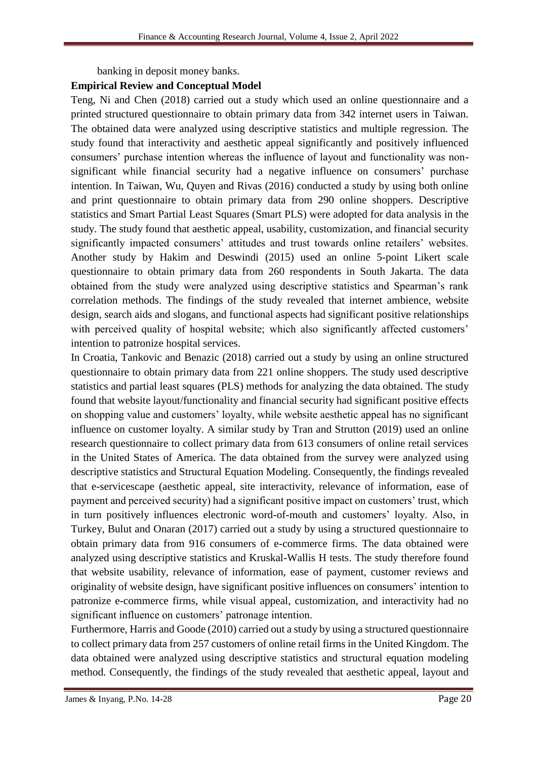banking in deposit money banks.

**Empirical Review and Conceptual Model**

Teng, Ni and Chen (2018) carried out a study which used an online questionnaire and a printed structured questionnaire to obtain primary data from 342 internet users in Taiwan. The obtained data were analyzed using descriptive statistics and multiple regression. The study found that interactivity and aesthetic appeal significantly and positively influenced consumers' purchase intention whereas the influence of layout and functionality was non-significant while financial security had a negative influence on consumers' purchase intention. In Taiwan, Wu, Quyen and Rivas (2016) conducted a study by using both online and print questionnaire to obtain primary data from 290 online shoppers. Descriptive statistics and Smart Partial Least Squares (Smart PLS) were adopted for data analysis in the study. The study found that aesthetic appeal, usability, customization, and financial security significantly impacted consumers' attitudes and trust towards online retailers' websites. Another study by Hakim and Deswindi (2015) used an online 5-point Likert scale questionnaire to obtain primary data from 260 respondents in South Jakarta. The data obtained from the study were analyzed using descriptive statistics and Spearman's rank correlation methods. The findings of the study revealed that internet ambience, website design, search aids and slogans, and functional aspects had significant positive relationships with perceived quality of hospital website; which also significantly affected customers' intention to patronize hospital services.

In Croatia, Tankovic and Benazic (2018) carried out a study by using an online structured questionnaire to obtain primary data from 221 online shoppers. The study used descriptive statistics and partial least squares (PLS) methods for analyzing the data obtained. The study found that website layout/functionality and financial security had significant positive effects on shopping value and customers' loyalty, while website aesthetic appeal has no significant influence on customer loyalty. A similar study by Tran and Strutton (2019) used an online research questionnaire to collect primary data from 613 consumers of online retail services in the United States of America. The data obtained from the survey were analyzed using descriptive statistics and Structural Equation Modeling. Consequently, the findings revealed that e-servicescape (aesthetic appeal, site interactivity, relevance of information, ease of payment and perceived security) had a significant positive impact on customers' trust, which in turn positively influences electronic word-of-mouth and customers' loyalty. Also, in Turkey, Bulut and Onaran (2017) carried out a study by using a structured questionnaire to obtain primary data from 916 consumers of e-commerce firms. The data obtained were analyzed using descriptive statistics and Kruskal-Wallis H tests. The study therefore found that website usability, relevance of information, ease of payment, customer reviews and originality of website design, have significant positive influences on consumers' intention to patronize e-commerce firms, while visual appeal, customization, and interactivity had no significant influence on customers' patronage intention.

Furthermore, Harris and Goode (2010) carried out a study by using a structured questionnaire to collect primary data from 257 customers of online retail firms in the United Kingdom. The data obtained were analyzed using descriptive statistics and structural equation modeling method. Consequently, the findings of the study revealed that aesthetic appeal, layout and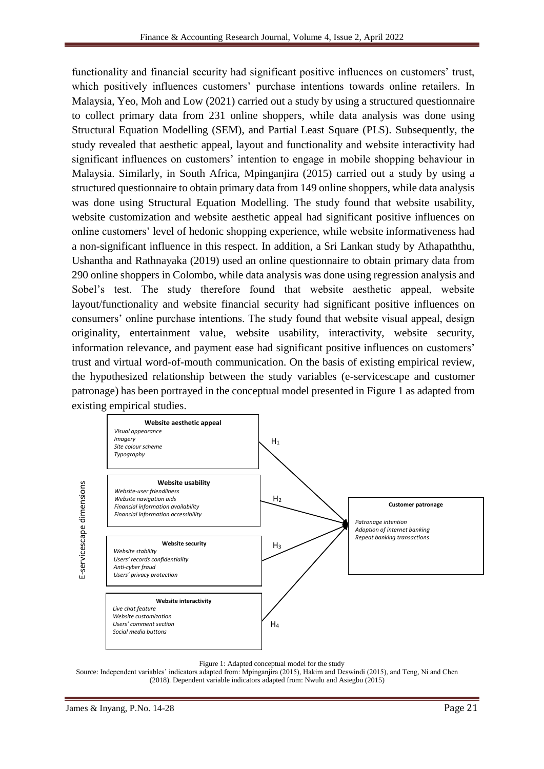functionality and financial security had significant positive influences on customers' trust, which positively influences customers' purchase intentions towards online retailers. In Malaysia, Yeo, Moh and Low (2021) carried out a study by using a structured questionnaire to collect primary data from 231 online shoppers, while data analysis was done using Structural Equation Modelling (SEM), and Partial Least Square (PLS). Subsequently, the study revealed that aesthetic appeal, layout and functionality and website interactivity had significant influences on customers' intention to engage in mobile shopping behaviour in Malaysia. Similarly, in South Africa, Mpinganjira (2015) carried out a study by using a structured questionnaire to obtain primary data from 149 online shoppers, while data analysis was done using Structural Equation Modelling. The study found that website usability, website customization and website aesthetic appeal had significant positive influences on online customers' level of hedonic shopping experience, while website informativeness had a non-significant influence in this respect. In addition, a Sri Lankan study by Athapaththu, Ushantha and Rathnayaka (2019) used an online questionnaire to obtain primary data from 290 online shoppers in Colombo, while data analysis was done using regression analysis and Sobel's test. The study therefore found that website aesthetic appeal, website layout/functionality and website financial security had significant positive influences on consumers' online purchase intentions. The study found that website visual appeal, design originality, entertainment value, website usability, interactivity, website security, information relevance, and payment ease had significant positive influences on customers' trust and virtual word-of-mouth communication. On the basis of existing empirical review, the hypothesized relationship between the study variables (e-servicescape and customer patronage) has been portrayed in the conceptual model presented in Figure 1 as adapted from existing empirical studies.

E-servicescape dimensions

**Website aesthetic appeal**
*Visual appearance*
*Imagery*
*Site colour scheme*
*Typography*

$H_1$

**Website usability**
*Website-user friendliness*
*Website navigation aids*
*Financial information availability*
*Financial information accessibility*

$H_2$

**Website security**
*Website stability*
*Users' records confidentiality*
*Anti-cyber fraud*
*Users' privacy protection*

$H_3$

**Website interactivity**
*Live chat feature*
*Website customization*
*Users' comment section*
*Social media buttons*

$H_4$

**Customer patronage**
*Patronage intention*
*Adoption of internet banking*
*Repeat banking transactions*

Figure 1: Adapted conceptual model for the study

Source: Independent variables' indicators adapted from: Mpinganjira (2015), Hakim and Deswindi (2015), and Teng, Ni and Chen (2018). Dependent variable indicators adapted from: Nwulu and Asiegbu (2015)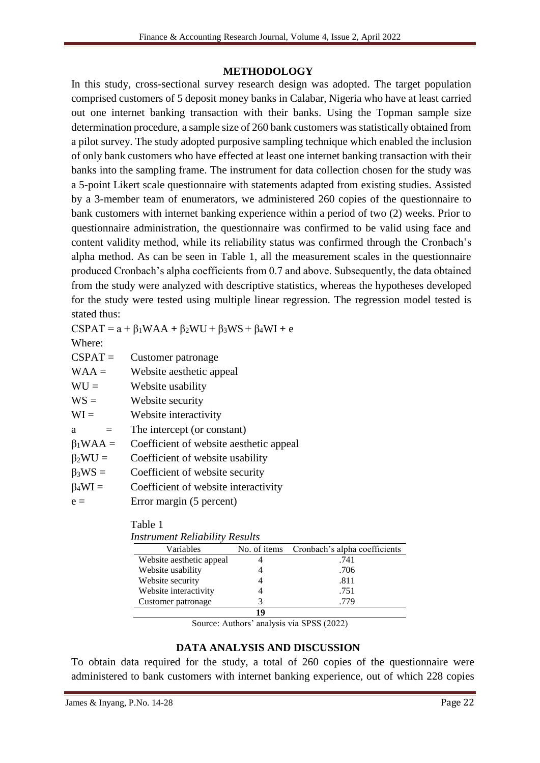## METHODOLOGY

In this study, cross-sectional survey research design was adopted. The target population comprised customers of 5 deposit money banks in Calabar, Nigeria who have at least carried out one internet banking transaction with their banks. Using the Topman sample size determination procedure, a sample size of 260 bank customers was statistically obtained from a pilot survey. The study adopted purposive sampling technique which enabled the inclusion of only bank customers who have effected at least one internet banking transaction with their banks into the sampling frame. The instrument for data collection chosen for the study was a 5-point Likert scale questionnaire with statements adapted from existing studies. Assisted by a 3-member team of enumerators, we administered 260 copies of the questionnaire to bank customers with internet banking experience within a period of two (2) weeks. Prior to questionnaire administration, the questionnaire was confirmed to be valid using face and content validity method, while its reliability status was confirmed through the Cronbach's alpha method. As can be seen in Table 1, all the measurement scales in the questionnaire produced Cronbach's alpha coefficients from 0.7 and above. Subsequently, the data obtained from the study were analyzed with descriptive statistics, whereas the hypotheses developed for the study were tested using multiple linear regression. The regression model tested is stated thus:

$$CSPAT = a + \beta_1 WAA + \beta_2 WU + \beta_3 WS + \beta_4 WI + e$$

Where:

CSPAT = Customer patronage
WAA = Website aesthetic appeal
WU = Website usability
WS = Website security
WI = Website interactivity
a = The intercept (or constant)
$\beta_1 WAA$ = Coefficient of website aesthetic appeal
$\beta_2 WU$ = Coefficient of website usability
$\beta_3 WS$ = Coefficient of website security
$\beta_4 WI$ = Coefficient of website interactivity
e = Error margin (5 percent)

Table 1
*Instrument Reliability Results*

| Variables | No. of items | Cronbach's alpha coefficients |
|---|---|---|
| Website aesthetic appeal | 4 | .741 |
| Website usability | 4 | .706 |
| Website security | 4 | .811 |
| Website interactivity | 4 | .751 |
| Customer patronage | 3 | .779 |
| | **19** | |

Source: Authors' analysis via SPSS (2022)

## DATA ANALYSIS AND DISCUSSION

To obtain data required for the study, a total of 260 copies of the questionnaire were administered to bank customers with internet banking experience, out of which 228 copies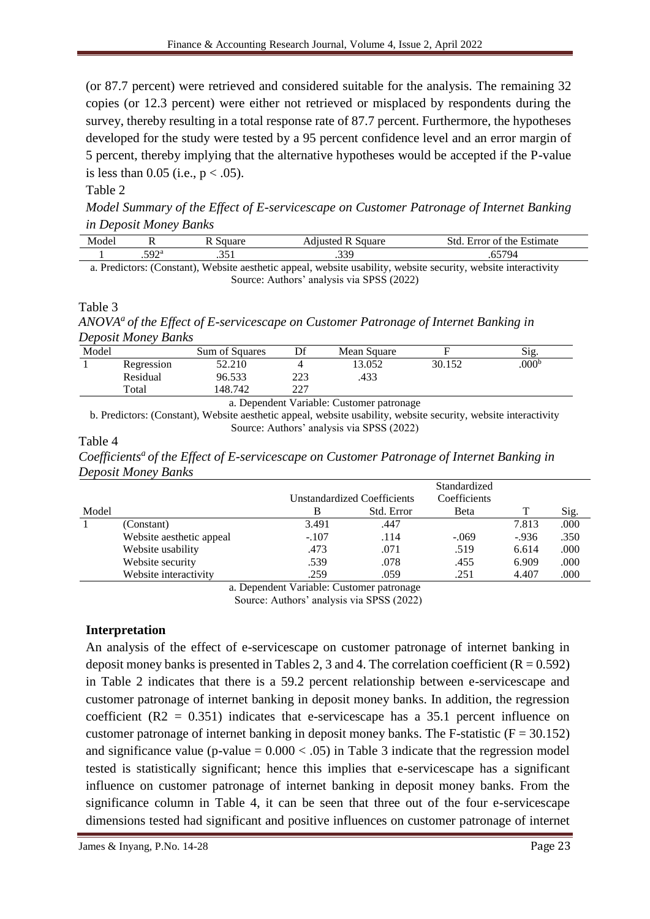(or 87.7 percent) were retrieved and considered suitable for the analysis. The remaining 32 copies (or 12.3 percent) were either not retrieved or misplaced by respondents during the survey, thereby resulting in a total response rate of 87.7 percent. Furthermore, the hypotheses developed for the study were tested by a 95 percent confidence level and an error margin of 5 percent, thereby implying that the alternative hypotheses would be accepted if the P-value is less than 0.05 (i.e., $p < .05$).

Table 2

*Model Summary of the Effect of E-servicescape on Customer Patronage of Internet Banking in Deposit Money Banks*

| Model | R | R Square | Adjusted R Square | Std. Error of the Estimate |
|---|---|---|---|---|
| 1 | .592[a] | .351 | .339 | .65794 |

a. Predictors: (Constant), Website aesthetic appeal, website usability, website security, website interactivity

Source: Authors' analysis via SPSS (2022)

Table 3

*ANOVA[a] of the Effect of E-servicescape on Customer Patronage of Internet Banking in Deposit Money Banks*

| Model | | Sum of Squares | Df | Mean Square | F | Sig. |
|---|---|---|---|---|---|---|
| 1 | Regression | 52.210 | 4 | 13.052 | 30.152 | .000[b] |
| | Residual | 96.533 | 223 | .433 | | |
| | Total | 148.742 | 227 | | | |

a. Dependent Variable: Customer patronage

b. Predictors: (Constant), Website aesthetic appeal, website usability, website security, website interactivity

Source: Authors' analysis via SPSS (2022)

Table 4

*Coefficients[a] of the Effect of E-servicescape on Customer Patronage of Internet Banking in Deposit Money Banks*

| | | Unstandardized Coefficients | | Standardized Coefficients | | |
|---|---|---|---|---|---|---|
| Model | | B | Std. Error | Beta | T | Sig. |
| 1 | (Constant) | 3.491 | .447 | | 7.813 | .000 |
| | Website aesthetic appeal | -.107 | .114 | -.069 | -.936 | .350 |
| | Website usability | .473 | .071 | .519 | 6.614 | .000 |
| | Website security | .539 | .078 | .455 | 6.909 | .000 |
| | Website interactivity | .259 | .059 | .251 | 4.407 | .000 |

a. Dependent Variable: Customer patronage

Source: Authors' analysis via SPSS (2022)

### Interpretation

An analysis of the effect of e-servicescape on customer patronage of internet banking in deposit money banks is presented in Tables 2, 3 and 4. The correlation coefficient ($R = 0.592$) in Table 2 indicates that there is a 59.2 percent relationship between e-servicescape and customer patronage of internet banking in deposit money banks. In addition, the regression coefficient ($R2 = 0.351$) indicates that e-servicescape has a 35.1 percent influence on customer patronage of internet banking in deposit money banks. The F-statistic ($F = 30.152$) and significance value (p-value $= 0.000 < .05$) in Table 3 indicate that the regression model tested is statistically significant; hence this implies that e-servicescape has a significant influence on customer patronage of internet banking in deposit money banks. From the significance column in Table 4, it can be seen that three out of the four e-servicescape dimensions tested had significant and positive influences on customer patronage of internet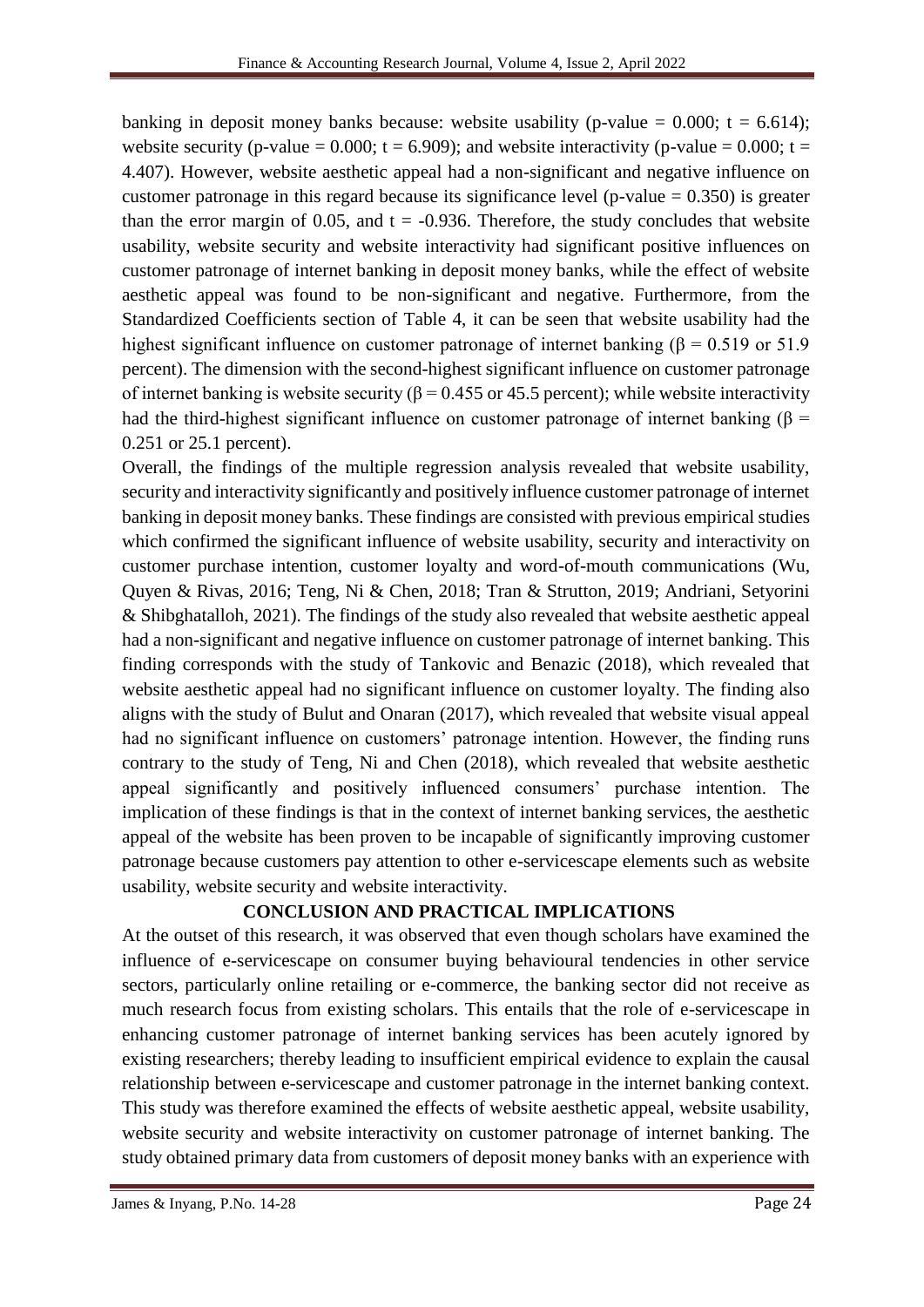banking in deposit money banks because: website usability (p-value = 0.000; t = 6.614); website security (p-value = 0.000; t = 6.909); and website interactivity (p-value = 0.000; t = 4.407). However, website aesthetic appeal had a non-significant and negative influence on customer patronage in this regard because its significance level (p-value = 0.350) is greater than the error margin of 0.05, and t = -0.936. Therefore, the study concludes that website usability, website security and website interactivity had significant positive influences on customer patronage of internet banking in deposit money banks, while the effect of website aesthetic appeal was found to be non-significant and negative. Furthermore, from the Standardized Coefficients section of Table 4, it can be seen that website usability had the highest significant influence on customer patronage of internet banking ($\beta$ = 0.519 or 51.9 percent). The dimension with the second-highest significant influence on customer patronage of internet banking is website security ($\beta$ = 0.455 or 45.5 percent); while website interactivity had the third-highest significant influence on customer patronage of internet banking ($\beta$ = 0.251 or 25.1 percent).

Overall, the findings of the multiple regression analysis revealed that website usability, security and interactivity significantly and positively influence customer patronage of internet banking in deposit money banks. These findings are consisted with previous empirical studies which confirmed the significant influence of website usability, security and interactivity on customer purchase intention, customer loyalty and word-of-mouth communications (Wu, Quyen & Rivas, 2016; Teng, Ni & Chen, 2018; Tran & Strutton, 2019; Andriani, Setyorini & Shibghatalloh, 2021). The findings of the study also revealed that website aesthetic appeal had a non-significant and negative influence on customer patronage of internet banking. This finding corresponds with the study of Tankovic and Benazic (2018), which revealed that website aesthetic appeal had no significant influence on customer loyalty. The finding also aligns with the study of Bulut and Onaran (2017), which revealed that website visual appeal had no significant influence on customers' patronage intention. However, the finding runs contrary to the study of Teng, Ni and Chen (2018), which revealed that website aesthetic appeal significantly and positively influenced consumers' purchase intention. The implication of these findings is that in the context of internet banking services, the aesthetic appeal of the website has been proven to be incapable of significantly improving customer patronage because customers pay attention to other e-servicescape elements such as website usability, website security and website interactivity.

## CONCLUSION AND PRACTICAL IMPLICATIONS

At the outset of this research, it was observed that even though scholars have examined the influence of e-servicescape on consumer buying behavioural tendencies in other service sectors, particularly online retailing or e-commerce, the banking sector did not receive as much research focus from existing scholars. This entails that the role of e-servicescape in enhancing customer patronage of internet banking services has been acutely ignored by existing researchers; thereby leading to insufficient empirical evidence to explain the causal relationship between e-servicescape and customer patronage in the internet banking context. This study was therefore examined the effects of website aesthetic appeal, website usability, website security and website interactivity on customer patronage of internet banking. The study obtained primary data from customers of deposit money banks with an experience with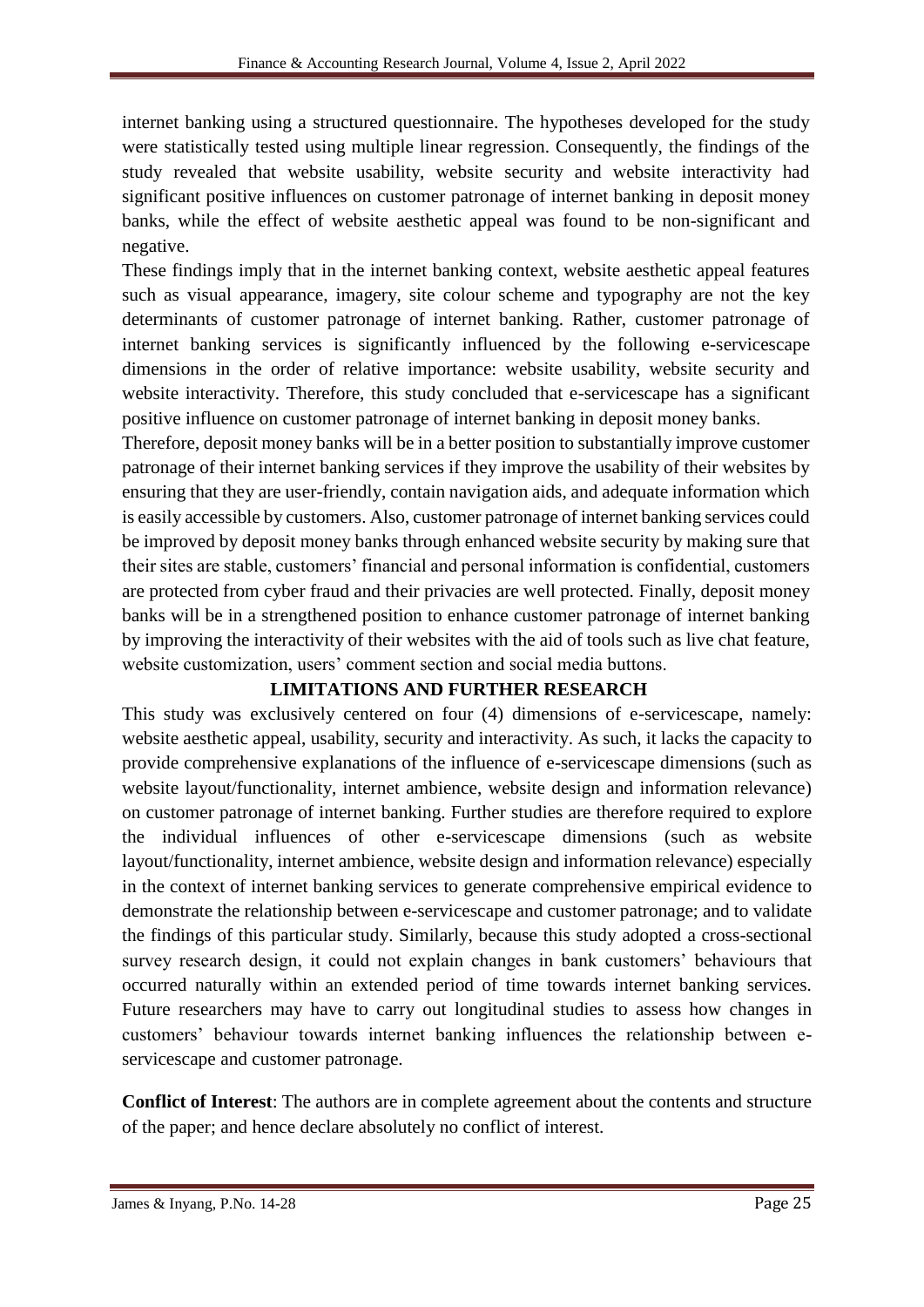internet banking using a structured questionnaire. The hypotheses developed for the study were statistically tested using multiple linear regression. Consequently, the findings of the study revealed that website usability, website security and website interactivity had significant positive influences on customer patronage of internet banking in deposit money banks, while the effect of website aesthetic appeal was found to be non-significant and negative.

These findings imply that in the internet banking context, website aesthetic appeal features such as visual appearance, imagery, site colour scheme and typography are not the key determinants of customer patronage of internet banking. Rather, customer patronage of internet banking services is significantly influenced by the following e-servicescape dimensions in the order of relative importance: website usability, website security and website interactivity. Therefore, this study concluded that e-servicescape has a significant positive influence on customer patronage of internet banking in deposit money banks.

Therefore, deposit money banks will be in a better position to substantially improve customer patronage of their internet banking services if they improve the usability of their websites by ensuring that they are user-friendly, contain navigation aids, and adequate information which is easily accessible by customers. Also, customer patronage of internet banking services could be improved by deposit money banks through enhanced website security by making sure that their sites are stable, customers' financial and personal information is confidential, customers are protected from cyber fraud and their privacies are well protected. Finally, deposit money banks will be in a strengthened position to enhance customer patronage of internet banking by improving the interactivity of their websites with the aid of tools such as live chat feature, website customization, users' comment section and social media buttons.

## LIMITATIONS AND FURTHER RESEARCH

This study was exclusively centered on four (4) dimensions of e-servicescape, namely: website aesthetic appeal, usability, security and interactivity. As such, it lacks the capacity to provide comprehensive explanations of the influence of e-servicescape dimensions (such as website layout/functionality, internet ambience, website design and information relevance) on customer patronage of internet banking. Further studies are therefore required to explore the individual influences of other e-servicescape dimensions (such as website layout/functionality, internet ambience, website design and information relevance) especially in the context of internet banking services to generate comprehensive empirical evidence to demonstrate the relationship between e-servicescape and customer patronage; and to validate the findings of this particular study. Similarly, because this study adopted a cross-sectional survey research design, it could not explain changes in bank customers' behaviours that occurred naturally within an extended period of time towards internet banking services. Future researchers may have to carry out longitudinal studies to assess how changes in customers' behaviour towards internet banking influences the relationship between e-servicescape and customer patronage.

**Conflict of Interest**: The authors are in complete agreement about the contents and structure of the paper; and hence declare absolutely no conflict of interest.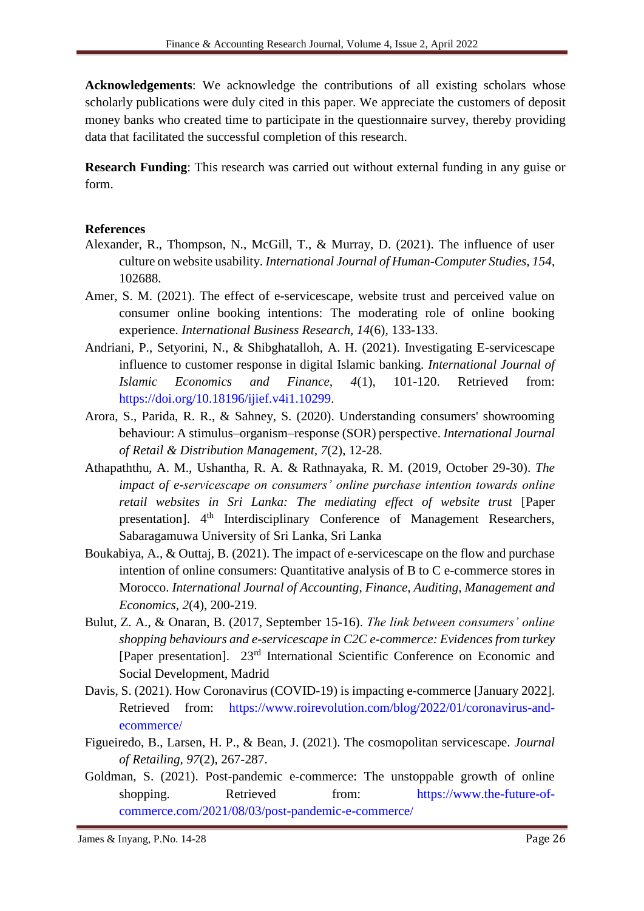**Acknowledgements**: We acknowledge the contributions of all existing scholars whose scholarly publications were duly cited in this paper. We appreciate the customers of deposit money banks who created time to participate in the questionnaire survey, thereby providing data that facilitated the successful completion of this research.

**Research Funding**: This research was carried out without external funding in any guise or form.

## References

Alexander, R., Thompson, N., McGill, T., & Murray, D. (2021). The influence of user culture on website usability. *International Journal of Human-Computer Studies, 154*, 102688.

Amer, S. M. (2021). The effect of e-servicescape, website trust and perceived value on consumer online booking intentions: The moderating role of online booking experience. *International Business Research, 14*(6), 133-133.

Andriani, P., Setyorini, N., & Shibghatalloh, A. H. (2021). Investigating E-servicescape influence to customer response in digital Islamic banking. *International Journal of Islamic Economics and Finance, 4*(1), 101-120. Retrieved from: https://doi.org/10.18196/ijief.v4i1.10299.

Arora, S., Parida, R. R., & Sahney, S. (2020). Understanding consumers' showrooming behaviour: A stimulus–organism–response (SOR) perspective. *International Journal of Retail & Distribution Management, 7*(2), 12-28.

Athapaththu, A. M., Ushantha, R. A. & Rathnayaka, R. M. (2019, October 29-30). *The impact of e-servicescape on consumers' online purchase intention towards online retail websites in Sri Lanka: The mediating effect of website trust* [Paper presentation]. 4th Interdisciplinary Conference of Management Researchers, Sabaragamuwa University of Sri Lanka, Sri Lanka

Boukabiya, A., & Outtaj, B. (2021). The impact of e-servicescape on the flow and purchase intention of online consumers: Quantitative analysis of B to C e-commerce stores in Morocco. *International Journal of Accounting, Finance, Auditing, Management and Economics, 2*(4), 200-219.

Bulut, Z. A., & Onaran, B. (2017, September 15-16). *The link between consumers' online shopping behaviours and e-servicescape in C2C e-commerce: Evidences from turkey* [Paper presentation]. 23rd International Scientific Conference on Economic and Social Development, Madrid

Davis, S. (2021). How Coronavirus (COVID-19) is impacting e-commerce [January 2022]. Retrieved from: https://www.roirevolution.com/blog/2022/01/coronavirus-and-ecommerce/

Figueiredo, B., Larsen, H. P., & Bean, J. (2021). The cosmopolitan servicescape. *Journal of Retailing, 97*(2), 267-287.

Goldman, S. (2021). Post-pandemic e-commerce: The unstoppable growth of online shopping. Retrieved from: https://www.the-future-of-commerce.com/2021/08/03/post-pandemic-e-commerce/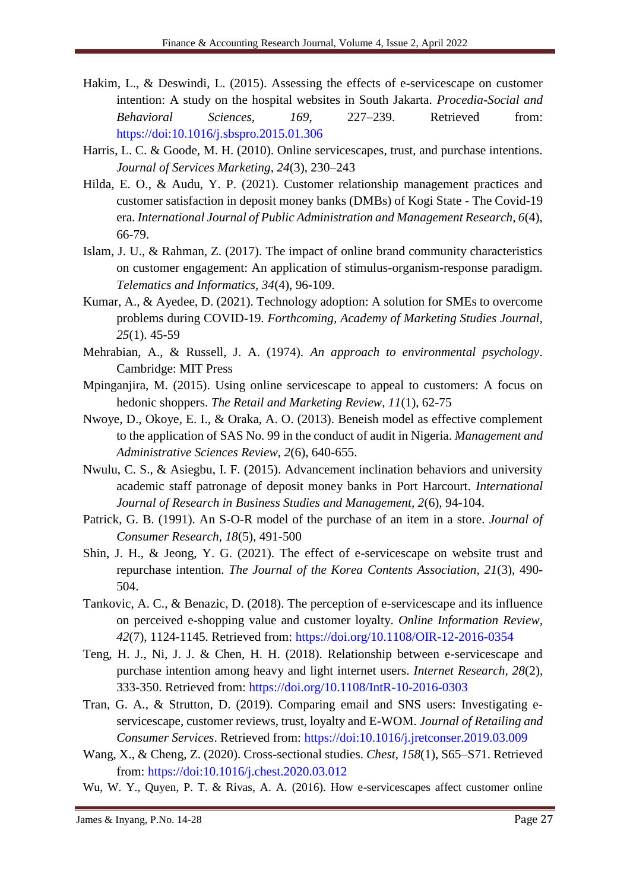Hakim, L., & Deswindi, L. (2015). Assessing the effects of e-servicescape on customer intention: A study on the hospital websites in South Jakarta. *Procedia-Social and Behavioral Sciences, 169*, 227–239. Retrieved from: https://doi:10.1016/j.sbspro.2015.01.306

Harris, L. C. & Goode, M. H. (2010). Online servicescapes, trust, and purchase intentions. *Journal of Services Marketing, 24*(3), 230–243

Hilda, E. O., & Audu, Y. P. (2021). Customer relationship management practices and customer satisfaction in deposit money banks (DMBs) of Kogi State - The Covid-19 era. *International Journal of Public Administration and Management Research, 6*(4), 66-79.

Islam, J. U., & Rahman, Z. (2017). The impact of online brand community characteristics on customer engagement: An application of stimulus-organism-response paradigm. *Telematics and Informatics, 34*(4), 96-109.

Kumar, A., & Ayedee, D. (2021). Technology adoption: A solution for SMEs to overcome problems during COVID-19. *Forthcoming, Academy of Marketing Studies Journal, 25*(1). 45-59

Mehrabian, A., & Russell, J. A. (1974). *An approach to environmental psychology*. Cambridge: MIT Press

Mpinganjira, M. (2015). Using online servicescape to appeal to customers: A focus on hedonic shoppers. *The Retail and Marketing Review, 11*(1), 62-75

Nwoye, D., Okoye, E. I., & Oraka, A. O. (2013). Beneish model as effective complement to the application of SAS No. 99 in the conduct of audit in Nigeria. *Management and Administrative Sciences Review, 2*(6), 640-655.

Nwulu, C. S., & Asiegbu, I. F. (2015). Advancement inclination behaviors and university academic staff patronage of deposit money banks in Port Harcourt. *International Journal of Research in Business Studies and Management, 2*(6), 94-104.

Patrick, G. B. (1991). An S-O-R model of the purchase of an item in a store. *Journal of Consumer Research, 18*(5), 491-500

Shin, J. H., & Jeong, Y. G. (2021). The effect of e-servicescape on website trust and repurchase intention. *The Journal of the Korea Contents Association, 21*(3), 490-504.

Tankovic, A. C., & Benazic, D. (2018). The perception of e-servicescape and its influence on perceived e-shopping value and customer loyalty. *Online Information Review, 42*(7), 1124-1145. Retrieved from: https://doi.org/10.1108/OIR-12-2016-0354

Teng, H. J., Ni, J. J. & Chen, H. H. (2018). Relationship between e-servicescape and purchase intention among heavy and light internet users. *Internet Research, 28*(2), 333-350. Retrieved from: https://doi.org/10.1108/IntR-10-2016-0303

Tran, G. A., & Strutton, D. (2019). Comparing email and SNS users: Investigating e-servicescape, customer reviews, trust, loyalty and E-WOM. *Journal of Retailing and Consumer Services*. Retrieved from: https://doi:10.1016/j.jretconser.2019.03.009

Wang, X., & Cheng, Z. (2020). Cross-sectional studies. *Chest, 158*(1), S65–S71. Retrieved from: https://doi:10.1016/j.chest.2020.03.012

Wu, W. Y., Quyen, P. T. & Rivas, A. A. (2016). How e-servicescapes affect customer online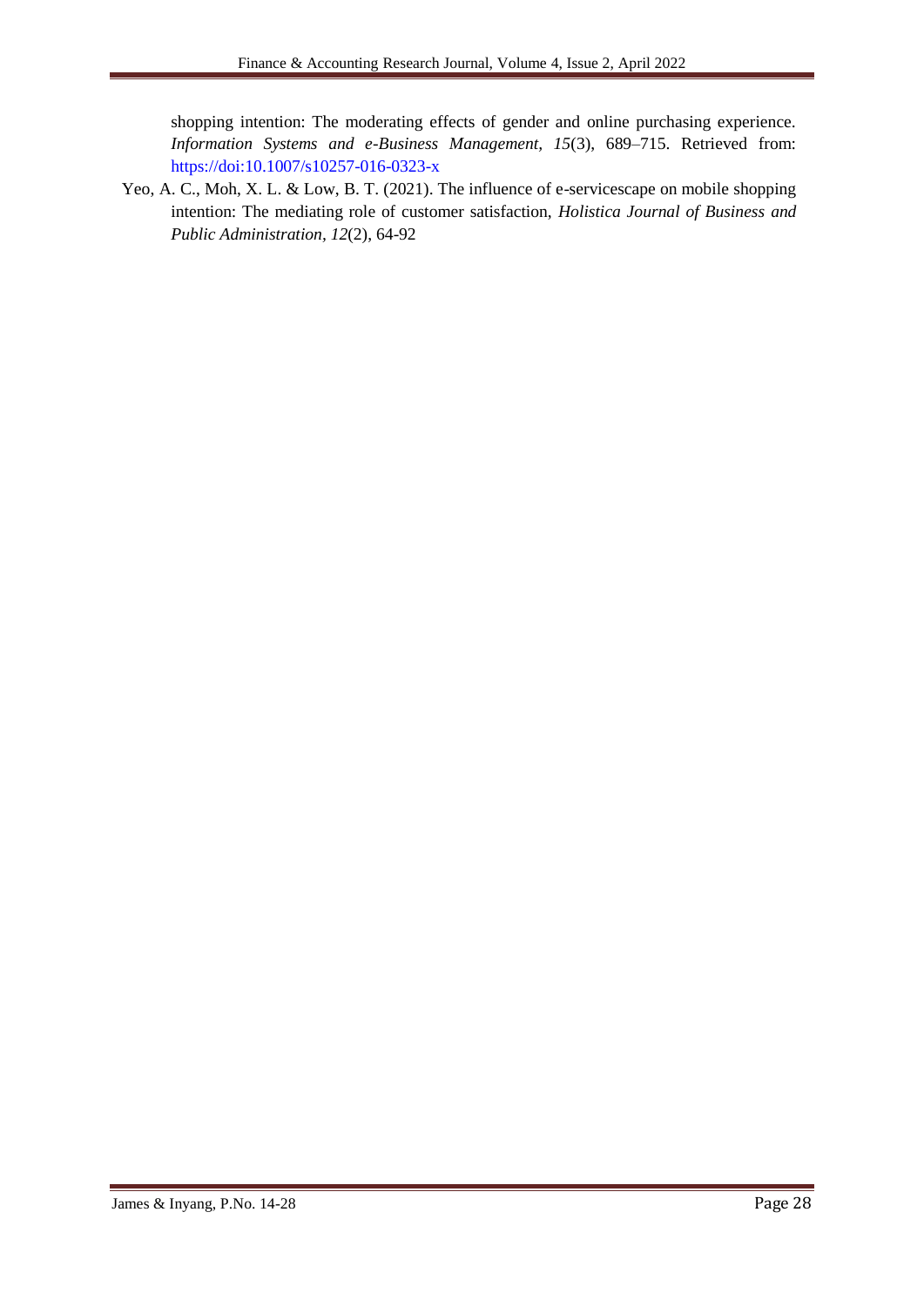shopping intention: The moderating effects of gender and online purchasing experience. *Information Systems and e-Business Management, 15*(3), 689–715. Retrieved from: https://doi:10.1007/s10257-016-0323-x

Yeo, A. C., Moh, X. L. & Low, B. T. (2021). The influence of e-servicescape on mobile shopping intention: The mediating role of customer satisfaction, *Holistica Journal of Business and Public Administration, 12*(2), 64-92